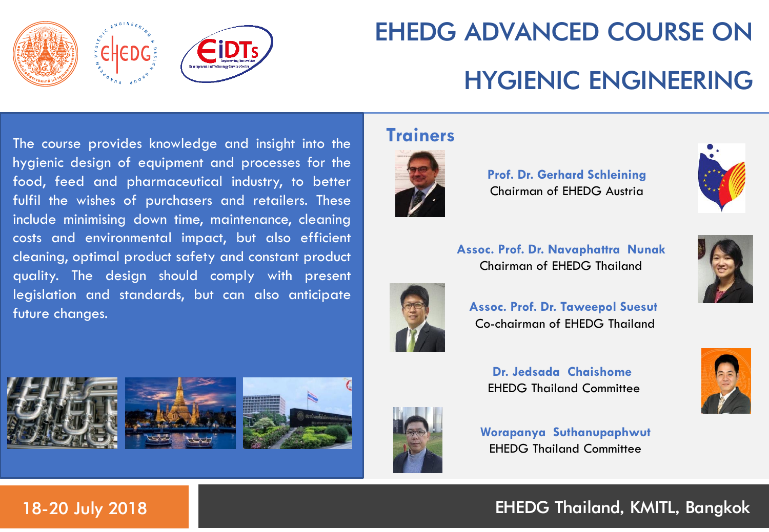# EHEDG ADVANCED COURSE ON HYGIENIC ENGINEERING

The course provides knowledge and insight into the hygienic design of equipment and processes for the food, feed and pharmaceutical industry, to better fulfil the wishes of purchasers and retailers. These include minimising down time, maintenance, cleaning costs and environmental impact, but also efficient cleaning, optimal product safety and constant product quality. The design should comply with present legislation and standards, but can also anticipate future changes.

## Trainers

**Prof. Dr. Gerhard Schleining**
Chairman of EHEDG Austria

**Assoc. Prof. Dr. Navaphattra Nunak**
Chairman of EHEDG Thailand

**Assoc. Prof. Dr. Taweepol Suesut**
Co-chairman of EHEDG Thailand

**Dr. Jedsada Chaishome**
EHEDG Thailand Committee

**Worapanya Suthanupaphwut**
EHEDG Thailand Committee

18-20 July 2018

EHEDG Thailand, KMITL, Bangkok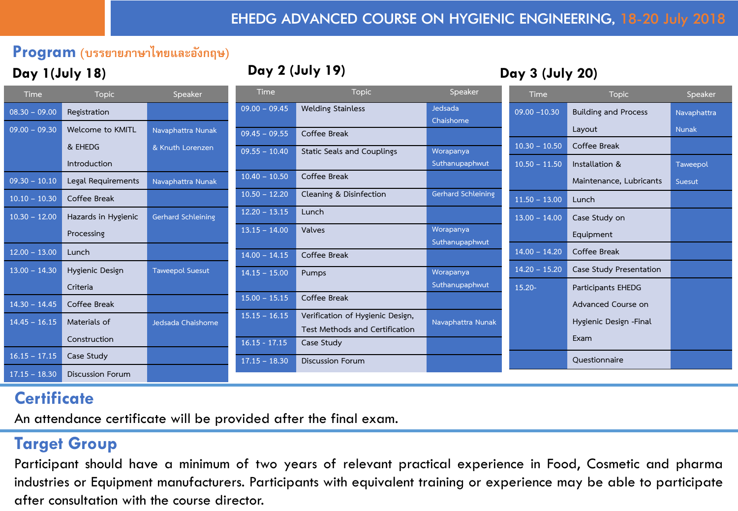# EHEDG ADVANCED COURSE ON HYGIENIC ENGINEERING, 18-20 July 2018

## Program (บรรยายภาษาไทยและอังกฤษ)

### Day 1(July 18)

| Time | Topic | Speaker |
|---|---|---|
| 08.30 – 09.00 | Registration | |
| 09.00 – 09.30 | Welcome to KMITL & EHEDG Introduction | Navaphattra Nunak & Knuth Lorenzen |
| 09.30 – 10.10 | Legal Requirements | Navaphattra Nunak |
| 10.10 – 10.30 | Coffee Break | |
| 10.30 – 12.00 | Hazards in Hygienic Processing | Gerhard Schleining |
| 12.00 – 13.00 | Lunch | |
| 13.00 – 14.30 | Hygienic Design Criteria | Taweepol Suesut |
| 14.30 – 14.45 | Coffee Break | |
| 14.45 – 16.15 | Materials of Construction | Jedsada Chaishome |
| 16.15 – 17.15 | Case Study | |
| 17.15 – 18.30 | Discussion Forum | |

### Day 2 (July 19)

| Time | Topic | Speaker |
|---|---|---|
| 09.00 – 09.45 | Welding Stainless | Jedsada Chaishome |
| 09.45 – 09.55 | Coffee Break | |
| 09.55 – 10.40 | Static Seals and Couplings | Worapanya Suthanupaphwut |
| 10.40 – 10.50 | Coffee Break | |
| 10.50 – 12.20 | Cleaning & Disinfection | Gerhard Schleining |
| 12.20 – 13.15 | Lunch | |
| 13.15 – 14.00 | Valves | Worapanya Suthanupaphwut |
| 14.00 – 14.15 | Coffee Break | |
| 14.15 – 15.00 | Pumps | Worapanya Suthanupaphwut |
| 15.00 – 15.15 | Coffee Break | |
| 15.15 – 16.15 | Verification of Hygienic Design, Test Methods and Certification | Navaphattra Nunak |
| 16.15 - 17.15 | Case Study | |
| 17.15 – 18.30 | Discussion Forum | |

### Day 3 (July 20)

| Time | Topic | Speaker |
|---|---|---|
| 09.00 –10.30 | Building and Process Layout | Navaphattra Nunak |
| 10.30 – 10.50 | Coffee Break | |
| 10.50 – 11.50 | Installation & Maintenance, Lubricants | Taweepol Suesut |
| 11.50 – 13.00 | Lunch | |
| 13.00 – 14.00 | Case Study on Equipment | |
| 14.00 – 14.20 | Coffee Break | |
| 14.20 – 15.20 | Case Study Presentation | |
| 15.20- | Participants EHEDG Advanced Course on Hygienic Design -Final Exam | |
| | Questionnaire | |

## Certificate

An attendance certificate will be provided after the final exam.

## Target Group

Participant should have a minimum of two years of relevant practical experience in Food, Cosmetic and pharma industries or Equipment manufacturers. Participants with equivalent training or experience may be able to participate after consultation with the course director.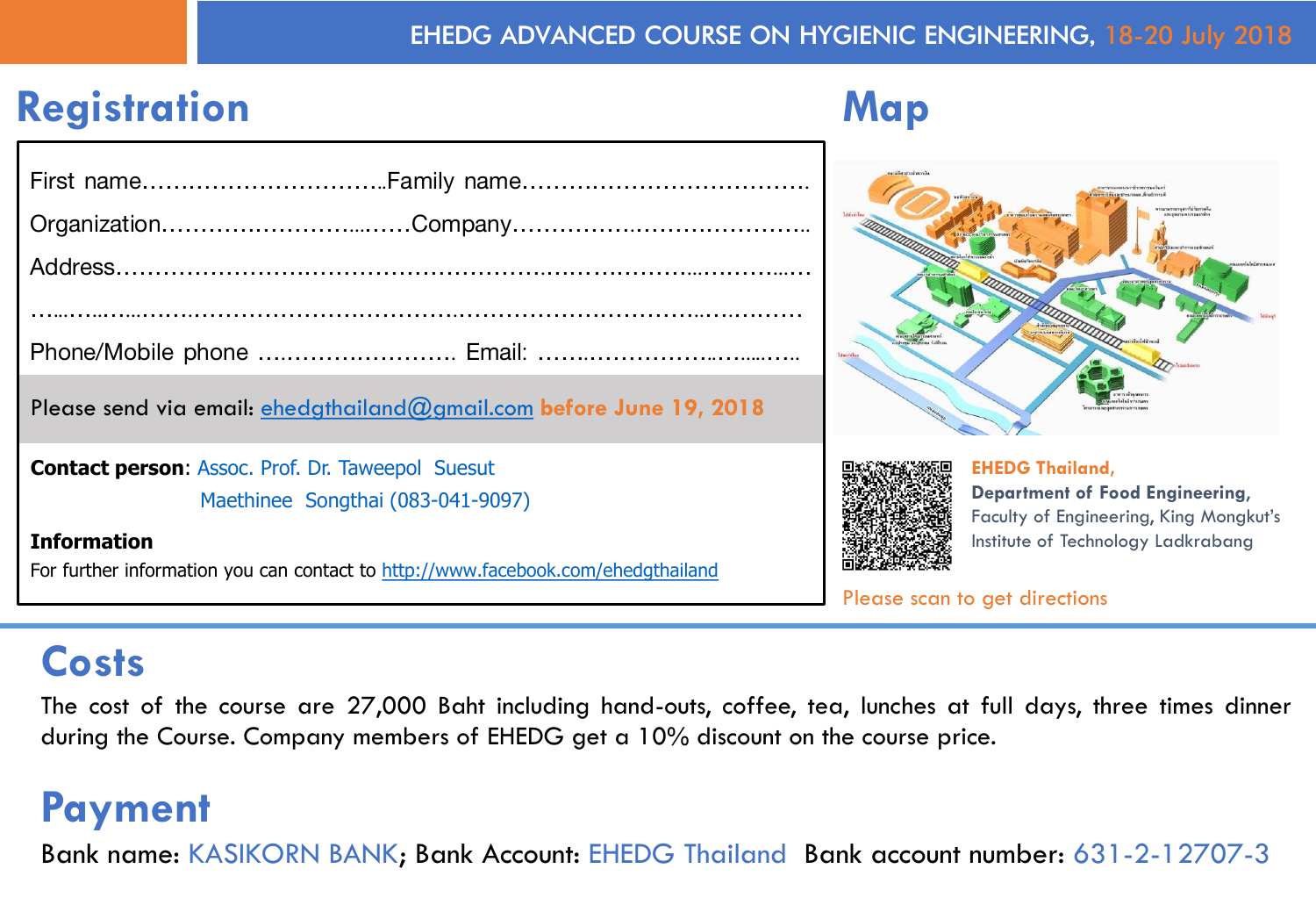EHEDG ADVANCED COURSE ON HYGIENIC ENGINEERING, 18-20 July 2018

## Registration

First name……………………………Family name………………………………

Organization………………………………Company………………………………

Address……………………………………………………………………………………

……………………………………………………………………………………………

Phone/Mobile phone ………………………. Email: ……………………………………

Please send via email: ehedgthailand@gmail.com **before June 19, 2018**

**Contact person**: Assoc. Prof. Dr. Taweepol Suesut
Maethinee Songthai (083-041-9097)

**Information**

For further information you can contact to http://www.facebook.com/ehedgthailand

## Map

**EHEDG Thailand,**
**Department of Food Engineering,**
Faculty of Engineering, King Mongkut's Institute of Technology Ladkrabang

Please scan to get directions

## Costs

The cost of the course are 27,000 Baht including hand-outs, coffee, tea, lunches at full days, three times dinner during the Course. Company members of EHEDG get a 10% discount on the course price.

## Payment

Bank name: KASIKORN BANK; Bank Account: EHEDG Thailand Bank account number: 631-2-12707-3